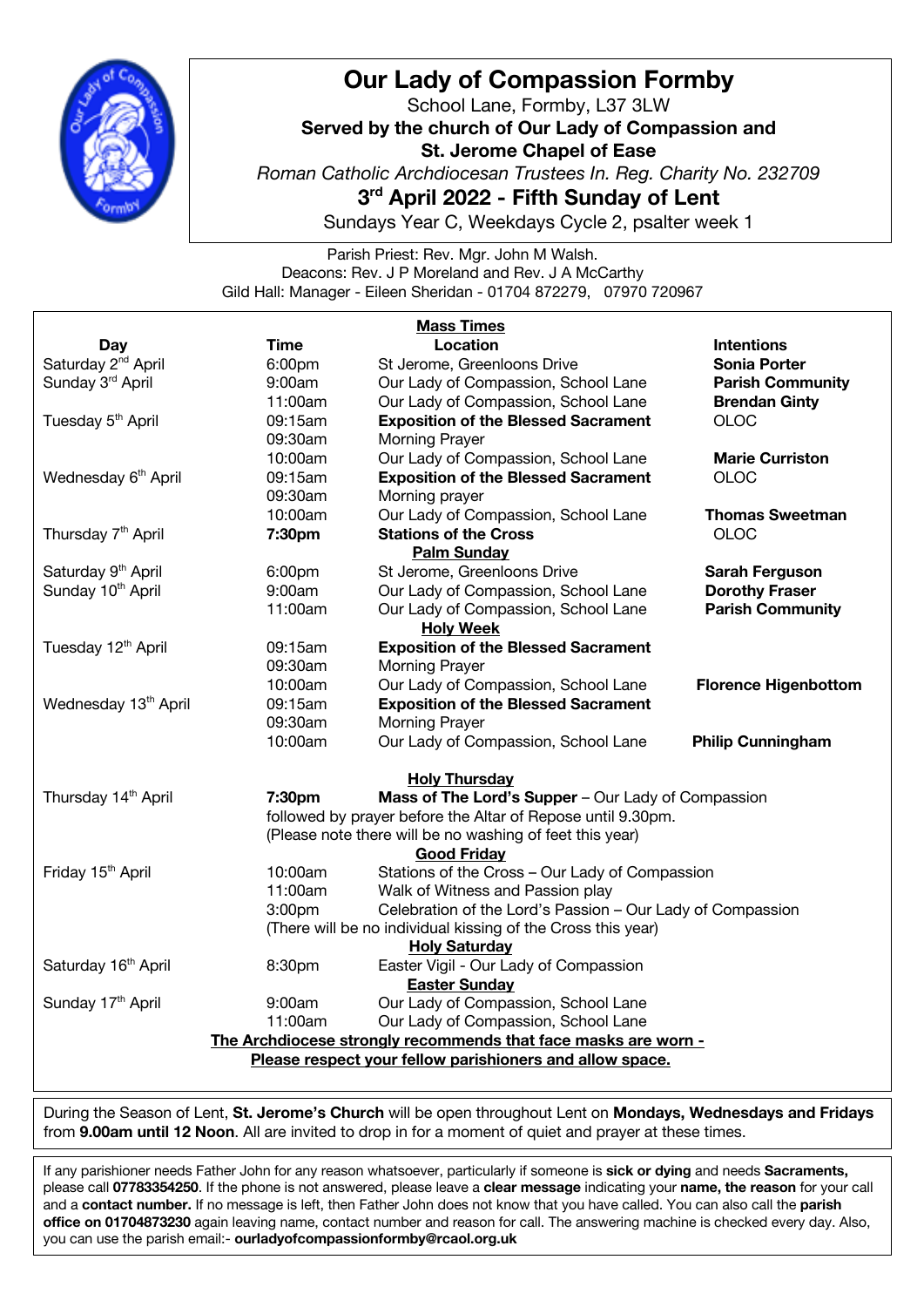# Our Lady of Compassion Formby

School Lane, Formby, L37 3LW

**Served by the church of Our Lady of Compassion and**

**St. Jerome Chapel of Ease**

*Roman Catholic Archdiocesan Trustees In. Reg. Charity No. 232709*

## 3rd April 2022 - Fifth Sunday of Lent

Sundays Year C, Weekdays Cycle 2, psalter week 1

Parish Priest: Rev. Mgr. John M Walsh.
Deacons: Rev. J P Moreland and Rev. J A McCarthy
Gild Hall: Manager - Eileen Sheridan - 01704 872279, 07970 720967

**Mass Times**

| Day | Time | Location | Intentions |
|---|---|---|---|
| Saturday 2nd April | 6:00pm | St Jerome, Greenloons Drive | **Sonia Porter** |
| Sunday 3rd April | 9:00am | Our Lady of Compassion, School Lane | **Parish Community** |
| | 11:00am | Our Lady of Compassion, School Lane | **Brendan Ginty** |
| Tuesday 5th April | 09:15am | **Exposition of the Blessed Sacrament** | OLOC |
| | 09:30am | Morning Prayer | |
| | 10:00am | Our Lady of Compassion, School Lane | **Marie Curriston** |
| Wednesday 6th April | 09:15am | **Exposition of the Blessed Sacrament** | OLOC |
| | 09:30am | Morning prayer | |
| | 10:00am | Our Lady of Compassion, School Lane | **Thomas Sweetman** |
| Thursday 7th April | **7:30pm** | **Stations of the Cross** | OLOC |
| | | **Palm Sunday** | |
| Saturday 9th April | 6:00pm | St Jerome, Greenloons Drive | **Sarah Ferguson** |
| Sunday 10th April | 9:00am | Our Lady of Compassion, School Lane | **Dorothy Fraser** |
| | 11:00am | Our Lady of Compassion, School Lane | **Parish Community** |
| | | **Holy Week** | |
| Tuesday 12th April | 09:15am | **Exposition of the Blessed Sacrament** | |
| | 09:30am | Morning Prayer | |
| | 10:00am | Our Lady of Compassion, School Lane | **Florence Higenbottom** |
| Wednesday 13th April | 09:15am | **Exposition of the Blessed Sacrament** | |
| | 09:30am | Morning Prayer | |
| | 10:00am | Our Lady of Compassion, School Lane | **Philip Cunningham** |

**Holy Thursday**

Thursday 14th April — **7:30pm** **Mass of The Lord's Supper** – Our Lady of Compassion
followed by prayer before the Altar of Repose until 9.30pm.
(Please note there will be no washing of feet this year)

**Good Friday**

Friday 15th April
- 10:00am Stations of the Cross – Our Lady of Compassion
- 11:00am Walk of Witness and Passion play
- 3:00pm Celebration of the Lord's Passion – Our Lady of Compassion

(There will be no individual kissing of the Cross this year)

**Holy Saturday**

Saturday 16th April — 8:30pm Easter Vigil - Our Lady of Compassion

**Easter Sunday**

Sunday 17th April
- 9:00am Our Lady of Compassion, School Lane
- 11:00am Our Lady of Compassion, School Lane

**The Archdiocese strongly recommends that face masks are worn -**
**Please respect your fellow parishioners and allow space.**

During the Season of Lent, **St. Jerome's Church** will be open throughout Lent on **Mondays, Wednesdays and Fridays** from **9.00am until 12 Noon**. All are invited to drop in for a moment of quiet and prayer at these times.

If any parishioner needs Father John for any reason whatsoever, particularly if someone is **sick or dying** and needs **Sacraments,** please call **07783354250**. If the phone is not answered, please leave a **clear message** indicating your **name, the reason** for your call and a **contact number.** If no message is left, then Father John does not know that you have called. You can also call the **parish office on 01704873230** again leaving name, contact number and reason for call. The answering machine is checked every day. Also, you can use the parish email:- **ourladyofcompassionformby@rcaol.org.uk**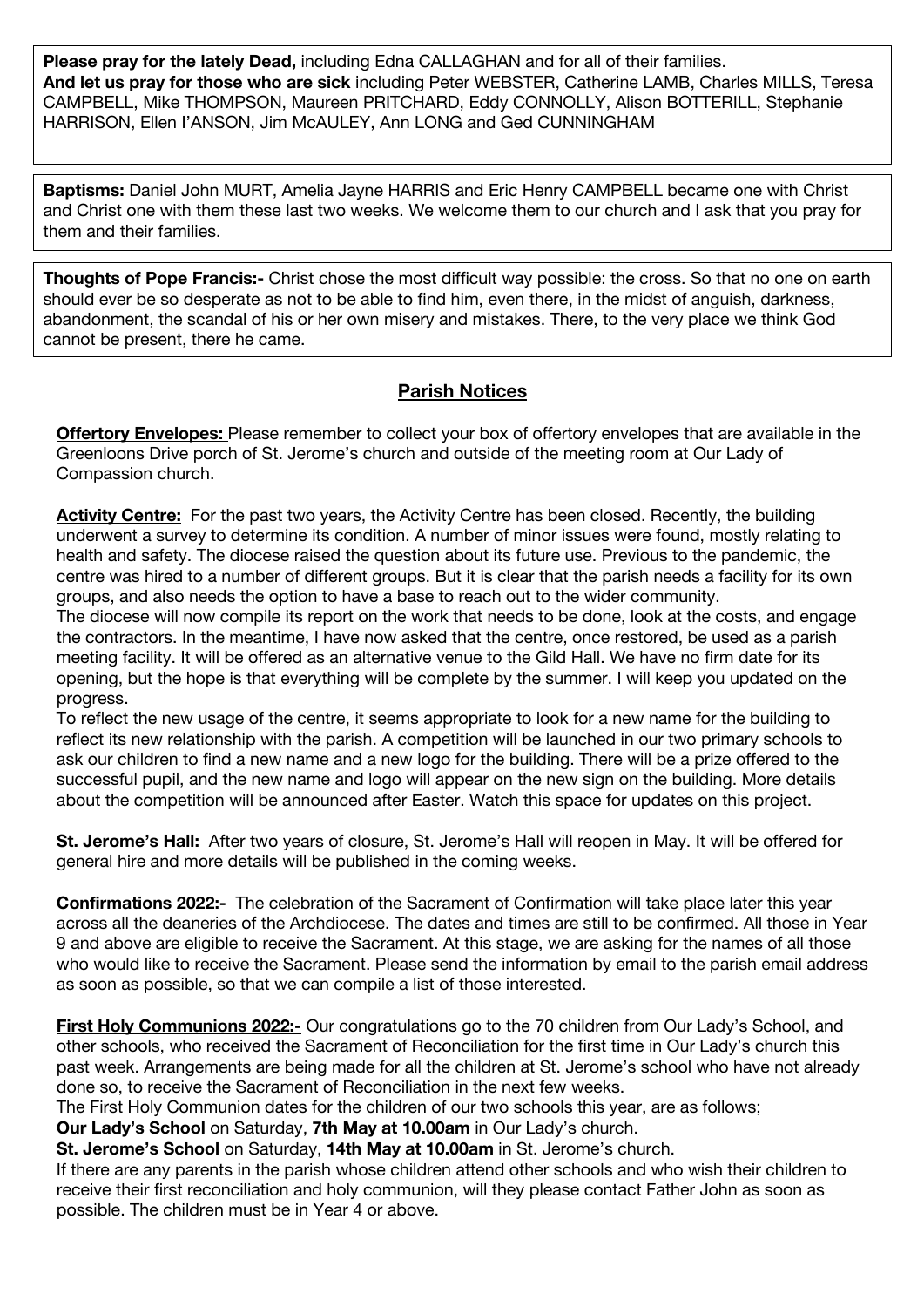**Please pray for the lately Dead,** including Edna CALLAGHAN and for all of their families.
**And let us pray for those who are sick** including Peter WEBSTER, Catherine LAMB, Charles MILLS, Teresa CAMPBELL, Mike THOMPSON, Maureen PRITCHARD, Eddy CONNOLLY, Alison BOTTERILL, Stephanie HARRISON, Ellen I'ANSON, Jim McAULEY, Ann LONG and Ged CUNNINGHAM

**Baptisms:** Daniel John MURT, Amelia Jayne HARRIS and Eric Henry CAMPBELL became one with Christ and Christ one with them these last two weeks. We welcome them to our church and I ask that you pray for them and their families.

**Thoughts of Pope Francis:-** Christ chose the most difficult way possible: the cross. So that no one on earth should ever be so desperate as not to be able to find him, even there, in the midst of anguish, darkness, abandonment, the scandal of his or her own misery and mistakes. There, to the very place we think God cannot be present, there he came.

## Parish Notices

**Offertory Envelopes:** Please remember to collect your box of offertory envelopes that are available in the Greenloons Drive porch of St. Jerome's church and outside of the meeting room at Our Lady of Compassion church.

**Activity Centre:** For the past two years, the Activity Centre has been closed. Recently, the building underwent a survey to determine its condition. A number of minor issues were found, mostly relating to health and safety. The diocese raised the question about its future use. Previous to the pandemic, the centre was hired to a number of different groups. But it is clear that the parish needs a facility for its own groups, and also needs the option to have a base to reach out to the wider community.
The diocese will now compile its report on the work that needs to be done, look at the costs, and engage the contractors. In the meantime, I have now asked that the centre, once restored, be used as a parish meeting facility. It will be offered as an alternative venue to the Gild Hall. We have no firm date for its opening, but the hope is that everything will be complete by the summer. I will keep you updated on the progress.
To reflect the new usage of the centre, it seems appropriate to look for a new name for the building to reflect its new relationship with the parish. A competition will be launched in our two primary schools to ask our children to find a new name and a new logo for the building. There will be a prize offered to the successful pupil, and the new name and logo will appear on the new sign on the building. More details about the competition will be announced after Easter. Watch this space for updates on this project.

**St. Jerome's Hall:** After two years of closure, St. Jerome's Hall will reopen in May. It will be offered for general hire and more details will be published in the coming weeks.

**Confirmations 2022:-** The celebration of the Sacrament of Confirmation will take place later this year across all the deaneries of the Archdiocese. The dates and times are still to be confirmed. All those in Year 9 and above are eligible to receive the Sacrament. At this stage, we are asking for the names of all those who would like to receive the Sacrament. Please send the information by email to the parish email address as soon as possible, so that we can compile a list of those interested.

**First Holy Communions 2022:-** Our congratulations go to the 70 children from Our Lady's School, and other schools, who received the Sacrament of Reconciliation for the first time in Our Lady's church this past week. Arrangements are being made for all the children at St. Jerome's school who have not already done so, to receive the Sacrament of Reconciliation in the next few weeks.
The First Holy Communion dates for the children of our two schools this year, are as follows;
**Our Lady's School** on Saturday, **7th May at 10.00am** in Our Lady's church.
**St. Jerome's School** on Saturday, **14th May at 10.00am** in St. Jerome's church.
If there are any parents in the parish whose children attend other schools and who wish their children to receive their first reconciliation and holy communion, will they please contact Father John as soon as possible. The children must be in Year 4 or above.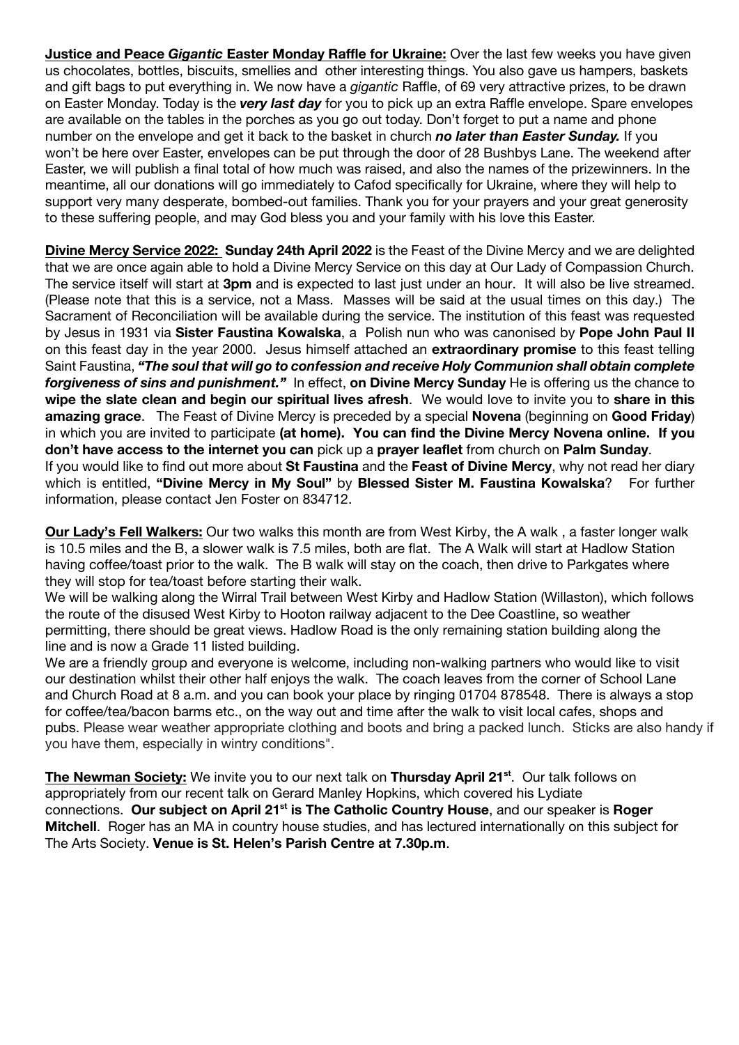**Justice and Peace *Gigantic* Easter Monday Raffle for Ukraine:** Over the last few weeks you have given us chocolates, bottles, biscuits, smellies and other interesting things. You also gave us hampers, baskets and gift bags to put everything in. We now have a *gigantic* Raffle, of 69 very attractive prizes, to be drawn on Easter Monday. Today is the ***very last day*** for you to pick up an extra Raffle envelope. Spare envelopes are available on the tables in the porches as you go out today. Don't forget to put a name and phone number on the envelope and get it back to the basket in church ***no later than Easter Sunday.*** If you won't be here over Easter, envelopes can be put through the door of 28 Bushbys Lane. The weekend after Easter, we will publish a final total of how much was raised, and also the names of the prizewinners. In the meantime, all our donations will go immediately to Cafod specifically for Ukraine, where they will help to support very many desperate, bombed-out families. Thank you for your prayers and your great generosity to these suffering people, and may God bless you and your family with his love this Easter.

**Divine Mercy Service 2022: Sunday 24th April 2022** is the Feast of the Divine Mercy and we are delighted that we are once again able to hold a Divine Mercy Service on this day at Our Lady of Compassion Church. The service itself will start at **3pm** and is expected to last just under an hour. It will also be live streamed. (Please note that this is a service, not a Mass. Masses will be said at the usual times on this day.) The Sacrament of Reconciliation will be available during the service. The institution of this feast was requested by Jesus in 1931 via **Sister Faustina Kowalska**, a Polish nun who was canonised by **Pope John Paul II** on this feast day in the year 2000. Jesus himself attached an **extraordinary promise** to this feast telling Saint Faustina, ***"The soul that will go to confession and receive Holy Communion shall obtain complete forgiveness of sins and punishment."*** In effect, **on Divine Mercy Sunday** He is offering us the chance to **wipe the slate clean and begin our spiritual lives afresh**. We would love to invite you to **share in this amazing grace**. The Feast of Divine Mercy is preceded by a special **Novena** (beginning on **Good Friday**) in which you are invited to participate **(at home). You can find the Divine Mercy Novena online. If you don't have access to the internet you can** pick up a **prayer leaflet** from church on **Palm Sunday**. If you would like to find out more about **St Faustina** and the **Feast of Divine Mercy**, why not read her diary which is entitled, **"Divine Mercy in My Soul"** by **Blessed Sister M. Faustina Kowalska**? For further information, please contact Jen Foster on 834712.

**Our Lady's Fell Walkers:** Our two walks this month are from West Kirby, the A walk , a faster longer walk is 10.5 miles and the B, a slower walk is 7.5 miles, both are flat. The A Walk will start at Hadlow Station having coffee/toast prior to the walk. The B walk will stay on the coach, then drive to Parkgates where they will stop for tea/toast before starting their walk.
We will be walking along the Wirral Trail between West Kirby and Hadlow Station (Willaston), which follows the route of the disused West Kirby to Hooton railway adjacent to the Dee Coastline, so weather permitting, there should be great views. Hadlow Road is the only remaining station building along the line and is now a Grade 11 listed building.
We are a friendly group and everyone is welcome, including non-walking partners who would like to visit our destination whilst their other half enjoys the walk. The coach leaves from the corner of School Lane and Church Road at 8 a.m. and you can book your place by ringing 01704 878548. There is always a stop for coffee/tea/bacon barms etc., on the way out and time after the walk to visit local cafes, shops and pubs. Please wear weather appropriate clothing and boots and bring a packed lunch. Sticks are also handy if you have them, especially in wintry conditions".

**The Newman Society:** We invite you to our next talk on **Thursday April 21st**. Our talk follows on appropriately from our recent talk on Gerard Manley Hopkins, which covered his Lydiate connections. **Our subject on April 21st is The Catholic Country House**, and our speaker is **Roger Mitchell**. Roger has an MA in country house studies, and has lectured internationally on this subject for The Arts Society. **Venue is St. Helen's Parish Centre at 7.30p.m**.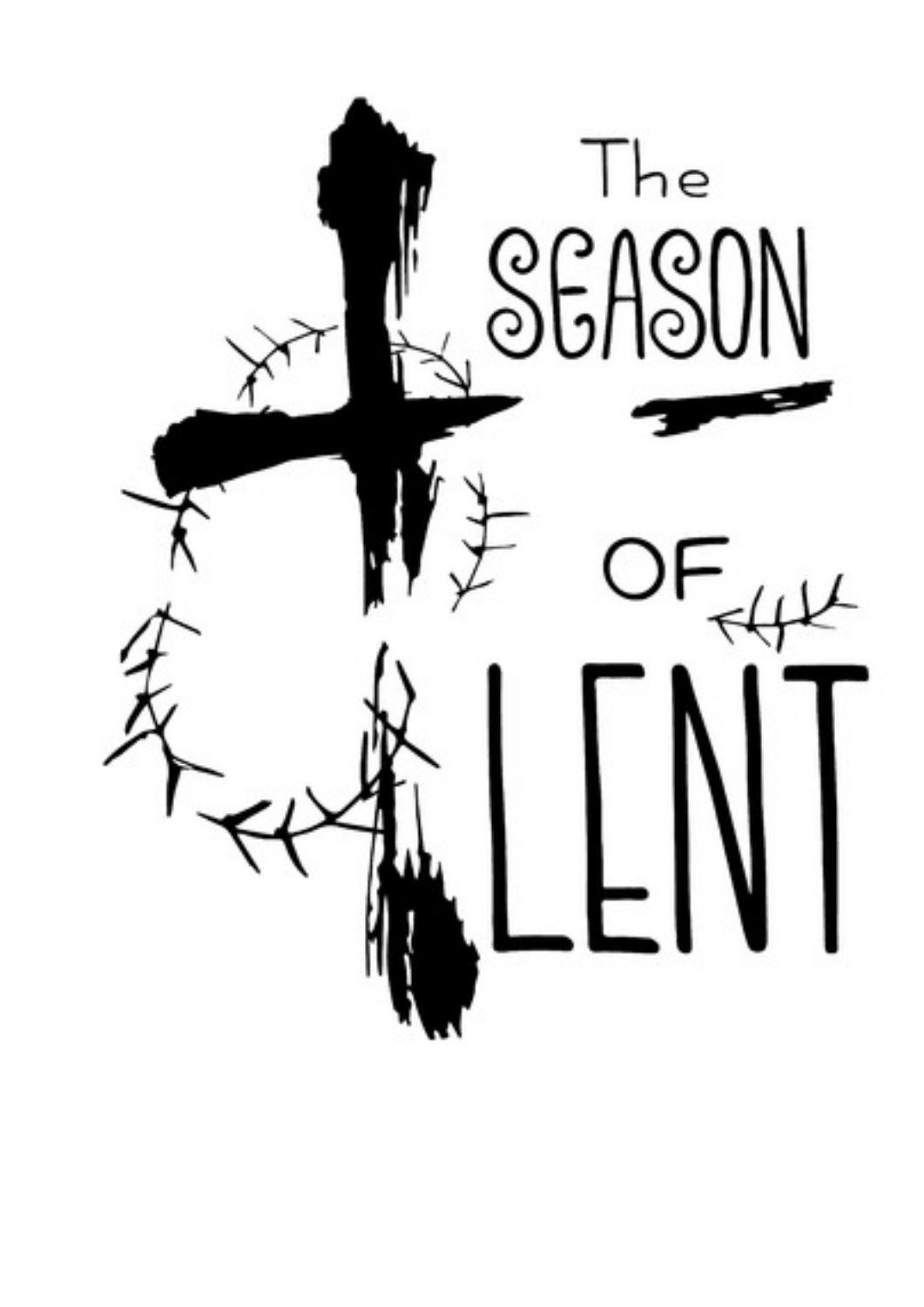# The SEASON OF LENT